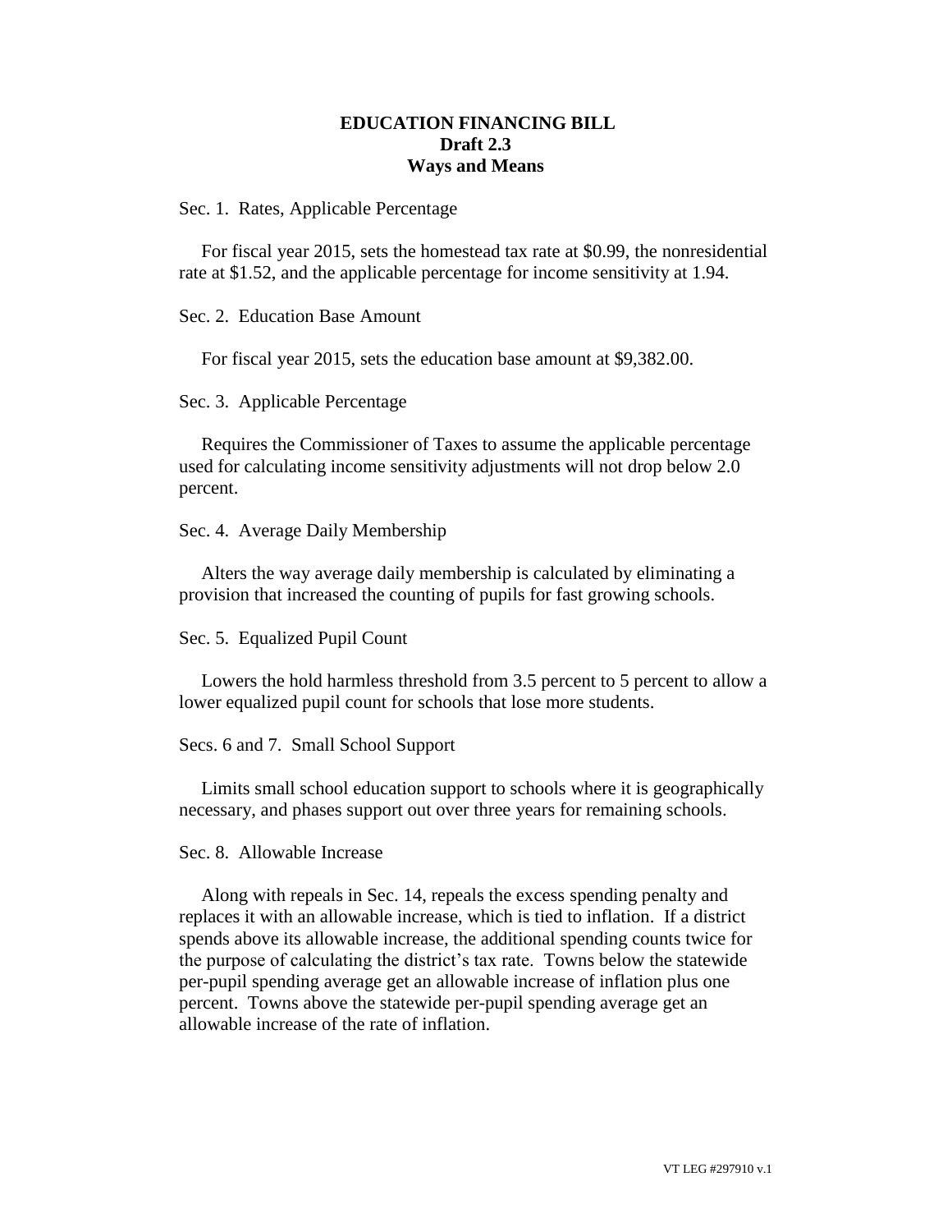# EDUCATION FINANCING BILL
## Draft 2.3
## Ways and Means

Sec. 1. Rates, Applicable Percentage

For fiscal year 2015, sets the homestead tax rate at $0.99, the nonresidential rate at $1.52, and the applicable percentage for income sensitivity at 1.94.

Sec. 2. Education Base Amount

For fiscal year 2015, sets the education base amount at $9,382.00.

Sec. 3. Applicable Percentage

Requires the Commissioner of Taxes to assume the applicable percentage used for calculating income sensitivity adjustments will not drop below 2.0 percent.

Sec. 4. Average Daily Membership

Alters the way average daily membership is calculated by eliminating a provision that increased the counting of pupils for fast growing schools.

Sec. 5. Equalized Pupil Count

Lowers the hold harmless threshold from 3.5 percent to 5 percent to allow a lower equalized pupil count for schools that lose more students.

Secs. 6 and 7. Small School Support

Limits small school education support to schools where it is geographically necessary, and phases support out over three years for remaining schools.

Sec. 8. Allowable Increase

Along with repeals in Sec. 14, repeals the excess spending penalty and replaces it with an allowable increase, which is tied to inflation. If a district spends above its allowable increase, the additional spending counts twice for the purpose of calculating the district's tax rate. Towns below the statewide per-pupil spending average get an allowable increase of inflation plus one percent. Towns above the statewide per-pupil spending average get an allowable increase of the rate of inflation.

VT LEG #297910 v.1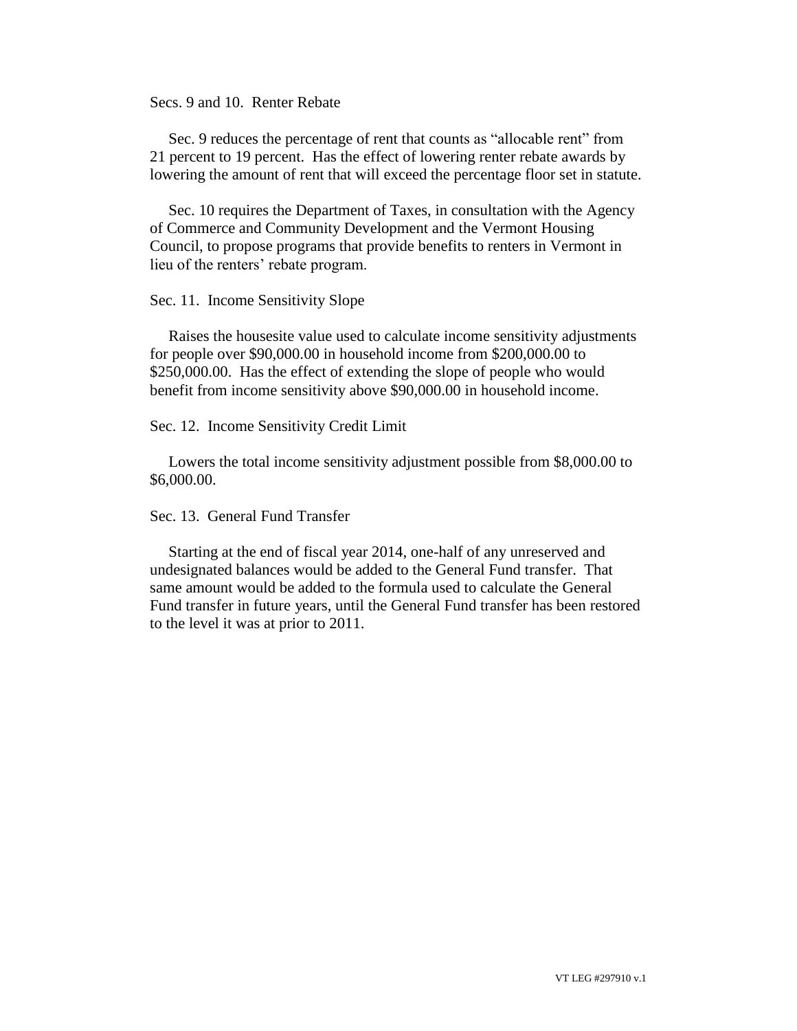Secs. 9 and 10. Renter Rebate

Sec. 9 reduces the percentage of rent that counts as "allocable rent" from 21 percent to 19 percent. Has the effect of lowering renter rebate awards by lowering the amount of rent that will exceed the percentage floor set in statute.

Sec. 10 requires the Department of Taxes, in consultation with the Agency of Commerce and Community Development and the Vermont Housing Council, to propose programs that provide benefits to renters in Vermont in lieu of the renters' rebate program.

Sec. 11. Income Sensitivity Slope

Raises the housesite value used to calculate income sensitivity adjustments for people over $90,000.00 in household income from $200,000.00 to $250,000.00. Has the effect of extending the slope of people who would benefit from income sensitivity above $90,000.00 in household income.

Sec. 12. Income Sensitivity Credit Limit

Lowers the total income sensitivity adjustment possible from $8,000.00 to $6,000.00.

Sec. 13. General Fund Transfer

Starting at the end of fiscal year 2014, one-half of any unreserved and undesignated balances would be added to the General Fund transfer. That same amount would be added to the formula used to calculate the General Fund transfer in future years, until the General Fund transfer has been restored to the level it was at prior to 2011.

VT LEG #297910 v.1